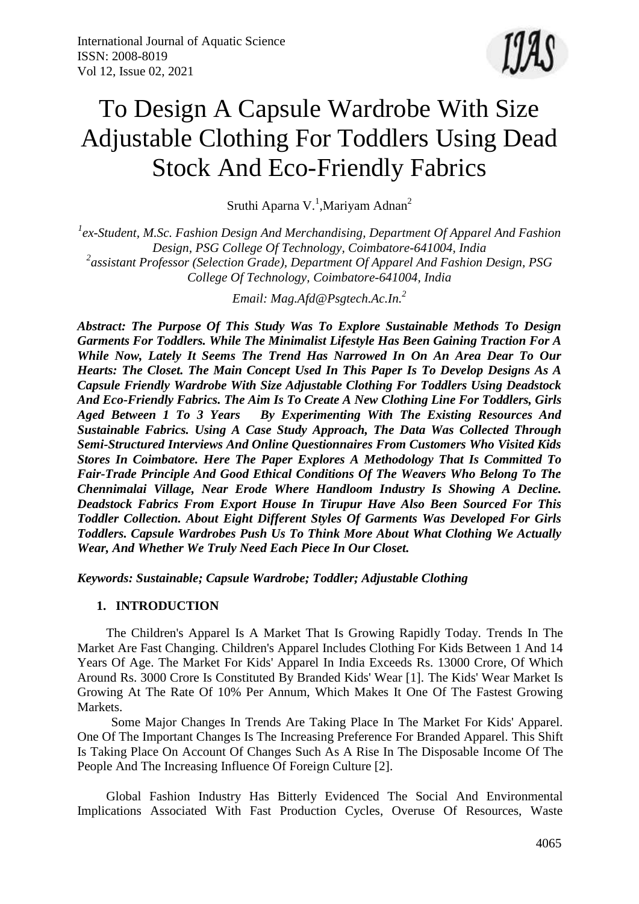# To Design A Capsule Wardrobe With Size Adjustable Clothing For Toddlers Using Dead Stock And Eco-Friendly Fabrics

Sruthi Aparna V.[1], Mariyam Adnan[2]

*[1]ex-Student, M.Sc. Fashion Design And Merchandising, Department Of Apparel And Fashion Design, PSG College Of Technology, Coimbatore-641004, India*
*[2]assistant Professor (Selection Grade), Department Of Apparel And Fashion Design, PSG College Of Technology, Coimbatore-641004, India*

*Email: Mag.Afd@Psgtech.Ac.In.[2]*

***Abstract: The Purpose Of This Study Was To Explore Sustainable Methods To Design Garments For Toddlers. While The Minimalist Lifestyle Has Been Gaining Traction For A While Now, Lately It Seems The Trend Has Narrowed In On An Area Dear To Our Hearts: The Closet. The Main Concept Used In This Paper Is To Develop Designs As A Capsule Friendly Wardrobe With Size Adjustable Clothing For Toddlers Using Deadstock And Eco-Friendly Fabrics. The Aim Is To Create A New Clothing Line For Toddlers, Girls Aged Between 1 To 3 Years By Experimenting With The Existing Resources And Sustainable Fabrics. Using A Case Study Approach, The Data Was Collected Through Semi-Structured Interviews And Online Questionnaires From Customers Who Visited Kids Stores In Coimbatore. Here The Paper Explores A Methodology That Is Committed To Fair-Trade Principle And Good Ethical Conditions Of The Weavers Who Belong To The Chennimalai Village, Near Erode Where Handloom Industry Is Showing A Decline. Deadstock Fabrics From Export House In Tirupur Have Also Been Sourced For This Toddler Collection. About Eight Different Styles Of Garments Was Developed For Girls Toddlers. Capsule Wardrobes Push Us To Think More About What Clothing We Actually Wear, And Whether We Truly Need Each Piece In Our Closet.***

***Keywords: Sustainable; Capsule Wardrobe; Toddler; Adjustable Clothing***

## 1. INTRODUCTION

The Children's Apparel Is A Market That Is Growing Rapidly Today. Trends In The Market Are Fast Changing. Children's Apparel Includes Clothing For Kids Between 1 And 14 Years Of Age. The Market For Kids' Apparel In India Exceeds Rs. 13000 Crore, Of Which Around Rs. 3000 Crore Is Constituted By Branded Kids' Wear [1]. The Kids' Wear Market Is Growing At The Rate Of 10% Per Annum, Which Makes It One Of The Fastest Growing Markets.

Some Major Changes In Trends Are Taking Place In The Market For Kids' Apparel. One Of The Important Changes Is The Increasing Preference For Branded Apparel. This Shift Is Taking Place On Account Of Changes Such As A Rise In The Disposable Income Of The People And The Increasing Influence Of Foreign Culture [2].

Global Fashion Industry Has Bitterly Evidenced The Social And Environmental Implications Associated With Fast Production Cycles, Overuse Of Resources, Waste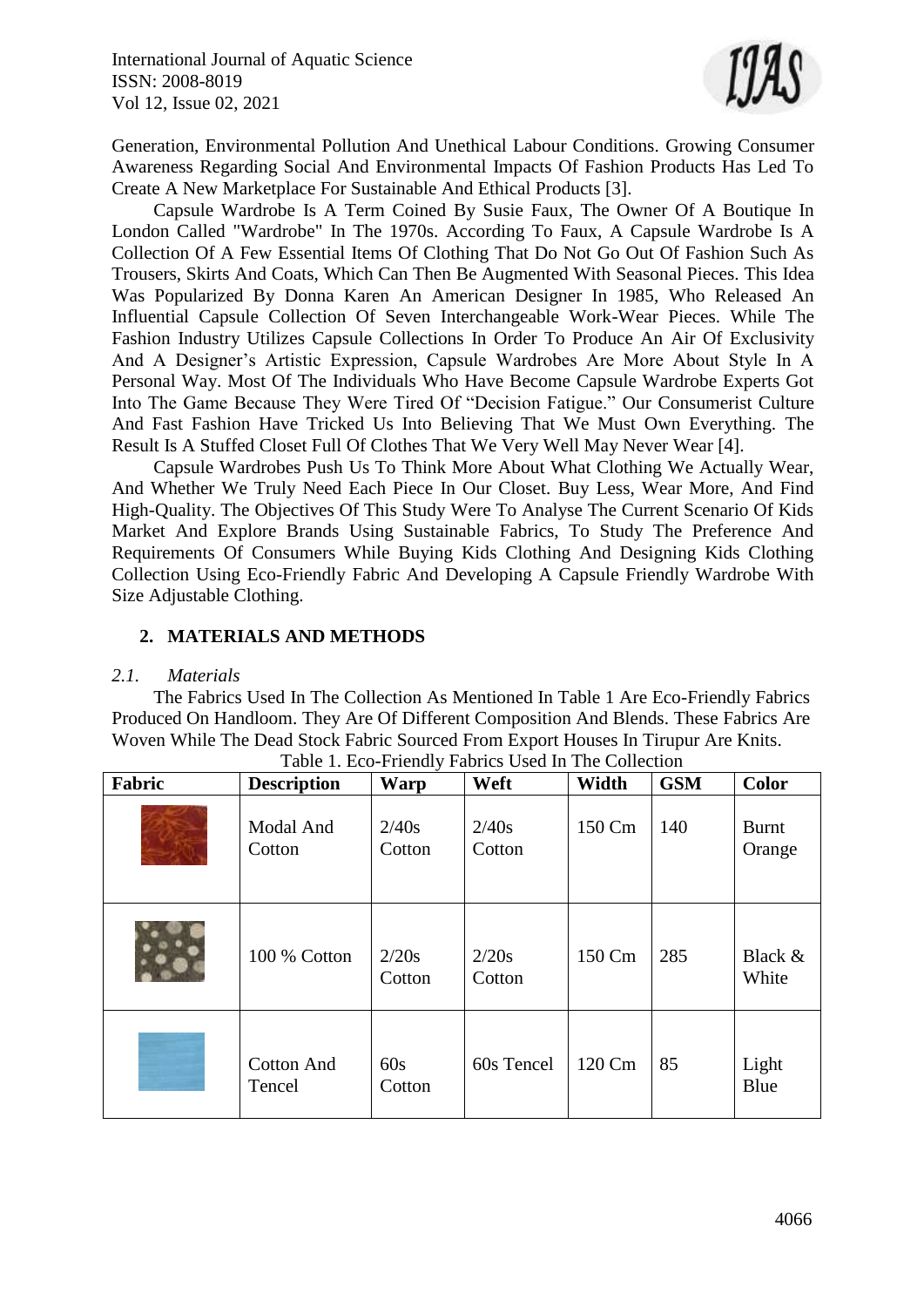Generation, Environmental Pollution And Unethical Labour Conditions. Growing Consumer Awareness Regarding Social And Environmental Impacts Of Fashion Products Has Led To Create A New Marketplace For Sustainable And Ethical Products [3].

Capsule Wardrobe Is A Term Coined By Susie Faux, The Owner Of A Boutique In London Called "Wardrobe" In The 1970s. According To Faux, A Capsule Wardrobe Is A Collection Of A Few Essential Items Of Clothing That Do Not Go Out Of Fashion Such As Trousers, Skirts And Coats, Which Can Then Be Augmented With Seasonal Pieces. This Idea Was Popularized By Donna Karen An American Designer In 1985, Who Released An Influential Capsule Collection Of Seven Interchangeable Work-Wear Pieces. While The Fashion Industry Utilizes Capsule Collections In Order To Produce An Air Of Exclusivity And A Designer's Artistic Expression, Capsule Wardrobes Are More About Style In A Personal Way. Most Of The Individuals Who Have Become Capsule Wardrobe Experts Got Into The Game Because They Were Tired Of "Decision Fatigue." Our Consumerist Culture And Fast Fashion Have Tricked Us Into Believing That We Must Own Everything. The Result Is A Stuffed Closet Full Of Clothes That We Very Well May Never Wear [4].

Capsule Wardrobes Push Us To Think More About What Clothing We Actually Wear, And Whether We Truly Need Each Piece In Our Closet. Buy Less, Wear More, And Find High-Quality. The Objectives Of This Study Were To Analyse The Current Scenario Of Kids Market And Explore Brands Using Sustainable Fabrics, To Study The Preference And Requirements Of Consumers While Buying Kids Clothing And Designing Kids Clothing Collection Using Eco-Friendly Fabric And Developing A Capsule Friendly Wardrobe With Size Adjustable Clothing.

## 2. MATERIALS AND METHODS

### *2.1. Materials*

The Fabrics Used In The Collection As Mentioned In Table 1 Are Eco-Friendly Fabrics Produced On Handloom. They Are Of Different Composition And Blends. These Fabrics Are Woven While The Dead Stock Fabric Sourced From Export Houses In Tirupur Are Knits.

Table 1. Eco-Friendly Fabrics Used In The Collection

| Fabric | Description | Warp | Weft | Width | GSM | Color |
|---|---|---|---|---|---|---|
| | Modal And Cotton | 2/40s Cotton | 2/40s Cotton | 150 Cm | 140 | Burnt Orange |
| | 100 % Cotton | 2/20s Cotton | 2/20s Cotton | 150 Cm | 285 | Black & White |
| | Cotton And Tencel | 60s Cotton | 60s Tencel | 120 Cm | 85 | Light Blue |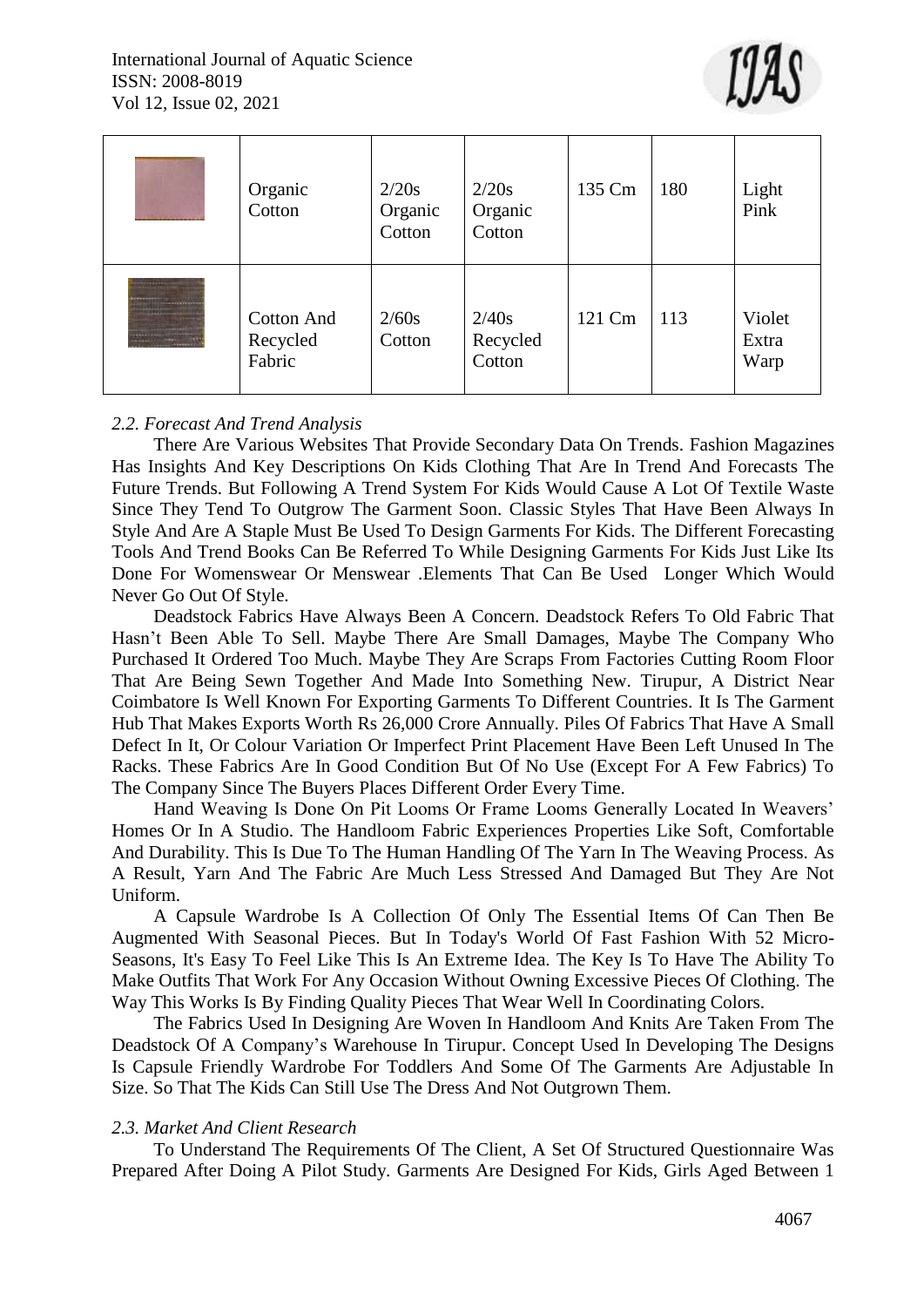| | Organic Cotton | 2/20s Organic Cotton | 2/20s Organic Cotton | 135 Cm | 180 | Light Pink |
|---|---|---|---|---|---|---|
| | Cotton And Recycled Fabric | 2/60s Cotton | 2/40s Recycled Cotton | 121 Cm | 113 | Violet Extra Warp |

*2.2. Forecast And Trend Analysis*

There Are Various Websites That Provide Secondary Data On Trends. Fashion Magazines Has Insights And Key Descriptions On Kids Clothing That Are In Trend And Forecasts The Future Trends. But Following A Trend System For Kids Would Cause A Lot Of Textile Waste Since They Tend To Outgrow The Garment Soon. Classic Styles That Have Been Always In Style And Are A Staple Must Be Used To Design Garments For Kids. The Different Forecasting Tools And Trend Books Can Be Referred To While Designing Garments For Kids Just Like Its Done For Womenswear Or Menswear .Elements That Can Be Used Longer Which Would Never Go Out Of Style.

Deadstock Fabrics Have Always Been A Concern. Deadstock Refers To Old Fabric That Hasn't Been Able To Sell. Maybe There Are Small Damages, Maybe The Company Who Purchased It Ordered Too Much. Maybe They Are Scraps From Factories Cutting Room Floor That Are Being Sewn Together And Made Into Something New. Tirupur, A District Near Coimbatore Is Well Known For Exporting Garments To Different Countries. It Is The Garment Hub That Makes Exports Worth Rs 26,000 Crore Annually. Piles Of Fabrics That Have A Small Defect In It, Or Colour Variation Or Imperfect Print Placement Have Been Left Unused In The Racks. These Fabrics Are In Good Condition But Of No Use (Except For A Few Fabrics) To The Company Since The Buyers Places Different Order Every Time.

Hand Weaving Is Done On Pit Looms Or Frame Looms Generally Located In Weavers' Homes Or In A Studio. The Handloom Fabric Experiences Properties Like Soft, Comfortable And Durability. This Is Due To The Human Handling Of The Yarn In The Weaving Process. As A Result, Yarn And The Fabric Are Much Less Stressed And Damaged But They Are Not Uniform.

A Capsule Wardrobe Is A Collection Of Only The Essential Items Of Can Then Be Augmented With Seasonal Pieces. But In Today's World Of Fast Fashion With 52 Micro-Seasons, It's Easy To Feel Like This Is An Extreme Idea. The Key Is To Have The Ability To Make Outfits That Work For Any Occasion Without Owning Excessive Pieces Of Clothing. The Way This Works Is By Finding Quality Pieces That Wear Well In Coordinating Colors.

The Fabrics Used In Designing Are Woven In Handloom And Knits Are Taken From The Deadstock Of A Company's Warehouse In Tirupur. Concept Used In Developing The Designs Is Capsule Friendly Wardrobe For Toddlers And Some Of The Garments Are Adjustable In Size. So That The Kids Can Still Use The Dress And Not Outgrown Them.

*2.3. Market And Client Research*

To Understand The Requirements Of The Client, A Set Of Structured Questionnaire Was Prepared After Doing A Pilot Study. Garments Are Designed For Kids, Girls Aged Between 1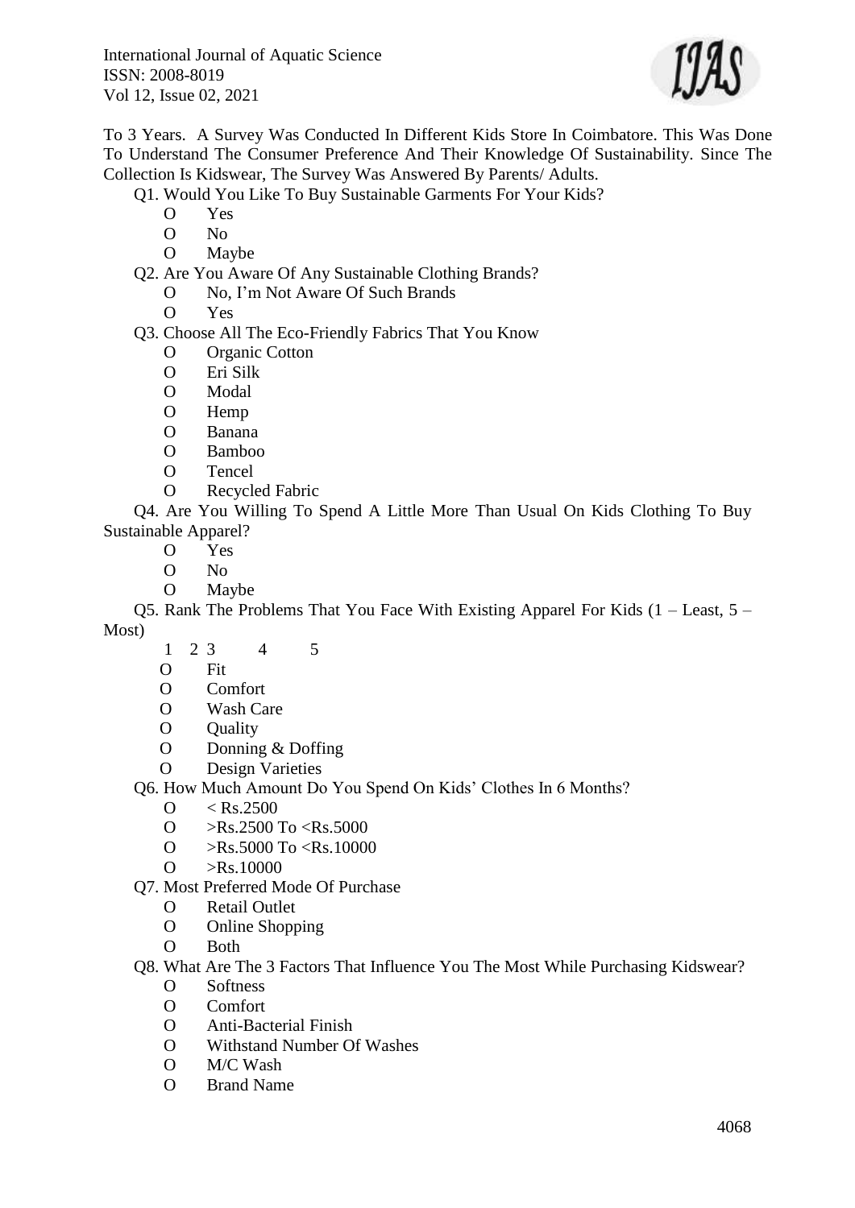To 3 Years. A Survey Was Conducted In Different Kids Store In Coimbatore. This Was Done To Understand The Consumer Preference And Their Knowledge Of Sustainability. Since The Collection Is Kidswear, The Survey Was Answered By Parents/ Adults.

Q1. Would You Like To Buy Sustainable Garments For Your Kids?

- O Yes
- O No
- O Maybe

Q2. Are You Aware Of Any Sustainable Clothing Brands?

- O No, I'm Not Aware Of Such Brands
- O Yes

Q3. Choose All The Eco-Friendly Fabrics That You Know

- O Organic Cotton
- O Eri Silk
- O Modal
- O Hemp
- O Banana
- O Bamboo
- O Tencel
- O Recycled Fabric

Q4. Are You Willing To Spend A Little More Than Usual On Kids Clothing To Buy Sustainable Apparel?

- O Yes
- O No
- O Maybe

Q5. Rank The Problems That You Face With Existing Apparel For Kids (1 – Least, 5 – Most)

1 2 3 4 5

- O Fit
- O Comfort
- O Wash Care
- O Quality
- O Donning & Doffing
- O Design Varieties

Q6. How Much Amount Do You Spend On Kids' Clothes In 6 Months?

- O < Rs.2500
- O >Rs.2500 To <Rs.5000
- O >Rs.5000 To <Rs.10000
- O >Rs.10000

Q7. Most Preferred Mode Of Purchase

- O Retail Outlet
- O Online Shopping
- O Both

Q8. What Are The 3 Factors That Influence You The Most While Purchasing Kidswear?

- O Softness
- O Comfort
- O Anti-Bacterial Finish
- O Withstand Number Of Washes
- O M/C Wash
- O Brand Name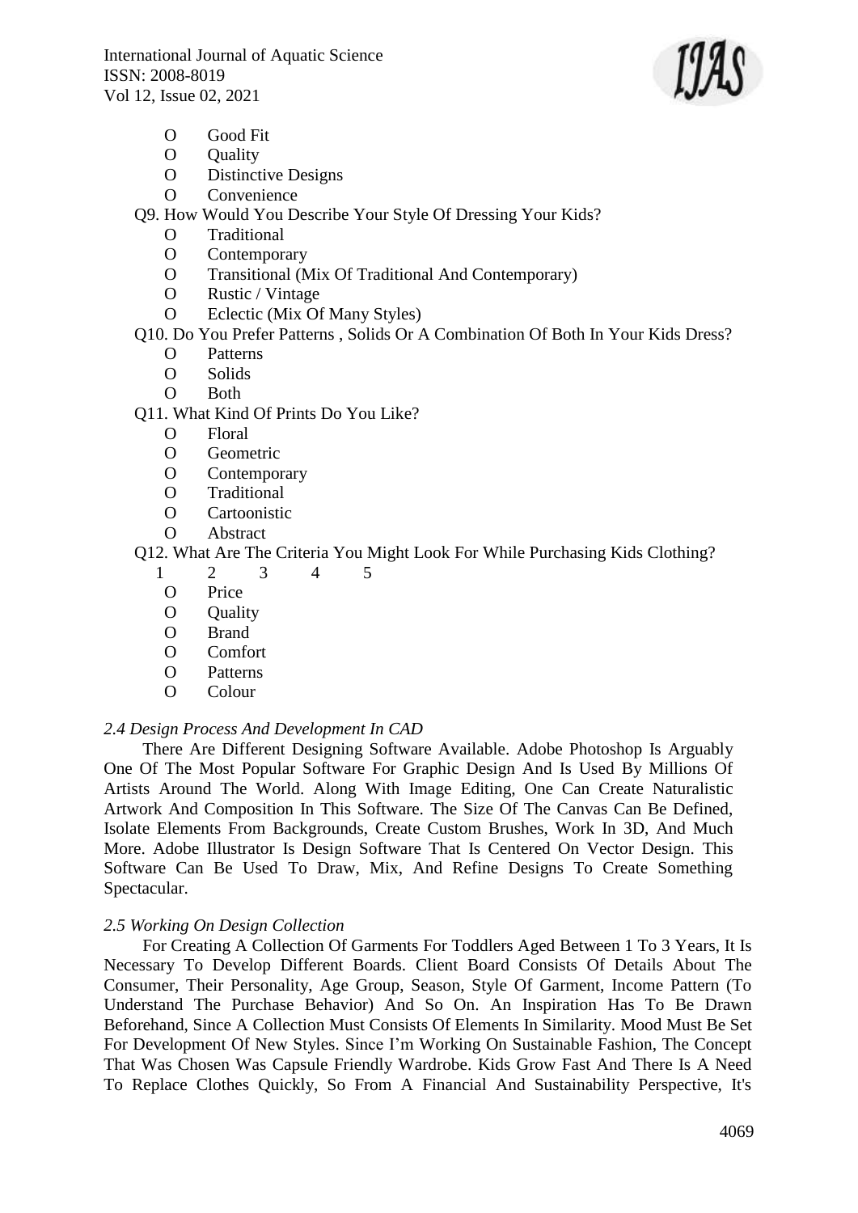- O Good Fit
- O Quality
- O Distinctive Designs
- O Convenience

Q9. How Would You Describe Your Style Of Dressing Your Kids?

- O Traditional
- O Contemporary
- O Transitional (Mix Of Traditional And Contemporary)
- O Rustic / Vintage
- O Eclectic (Mix Of Many Styles)

Q10. Do You Prefer Patterns , Solids Or A Combination Of Both In Your Kids Dress?

- O Patterns
- O Solids
- O Both

Q11. What Kind Of Prints Do You Like?

- O Floral
- O Geometric
- O Contemporary
- O Traditional
- O Cartoonistic
- O Abstract

Q12. What Are The Criteria You Might Look For While Purchasing Kids Clothing?

1 2 3 4 5

- O Price
- O Quality
- O Brand
- O Comfort
- O Patterns
- O Colour

### *2.4 Design Process And Development In CAD*

There Are Different Designing Software Available. Adobe Photoshop Is Arguably One Of The Most Popular Software For Graphic Design And Is Used By Millions Of Artists Around The World. Along With Image Editing, One Can Create Naturalistic Artwork And Composition In This Software. The Size Of The Canvas Can Be Defined, Isolate Elements From Backgrounds, Create Custom Brushes, Work In 3D, And Much More. Adobe Illustrator Is Design Software That Is Centered On Vector Design. This Software Can Be Used To Draw, Mix, And Refine Designs To Create Something Spectacular.

### *2.5 Working On Design Collection*

For Creating A Collection Of Garments For Toddlers Aged Between 1 To 3 Years, It Is Necessary To Develop Different Boards. Client Board Consists Of Details About The Consumer, Their Personality, Age Group, Season, Style Of Garment, Income Pattern (To Understand The Purchase Behavior) And So On. An Inspiration Has To Be Drawn Beforehand, Since A Collection Must Consists Of Elements In Similarity. Mood Must Be Set For Development Of New Styles. Since I'm Working On Sustainable Fashion, The Concept That Was Chosen Was Capsule Friendly Wardrobe. Kids Grow Fast And There Is A Need To Replace Clothes Quickly, So From A Financial And Sustainability Perspective, It's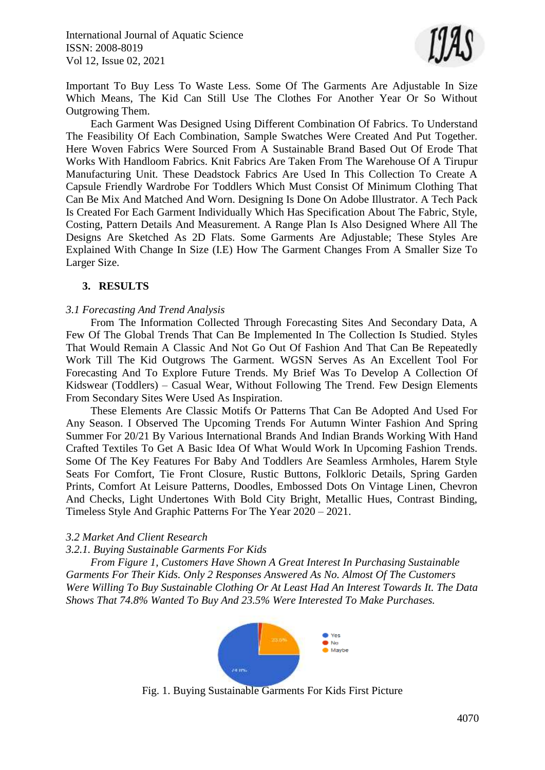Important To Buy Less To Waste Less. Some Of The Garments Are Adjustable In Size Which Means, The Kid Can Still Use The Clothes For Another Year Or So Without Outgrowing Them.

Each Garment Was Designed Using Different Combination Of Fabrics. To Understand The Feasibility Of Each Combination, Sample Swatches Were Created And Put Together. Here Woven Fabrics Were Sourced From A Sustainable Brand Based Out Of Erode That Works With Handloom Fabrics. Knit Fabrics Are Taken From The Warehouse Of A Tirupur Manufacturing Unit. These Deadstock Fabrics Are Used In This Collection To Create A Capsule Friendly Wardrobe For Toddlers Which Must Consist Of Minimum Clothing That Can Be Mix And Matched And Worn. Designing Is Done On Adobe Illustrator. A Tech Pack Is Created For Each Garment Individually Which Has Specification About The Fabric, Style, Costing, Pattern Details And Measurement. A Range Plan Is Also Designed Where All The Designs Are Sketched As 2D Flats. Some Garments Are Adjustable; These Styles Are Explained With Change In Size (I.E) How The Garment Changes From A Smaller Size To Larger Size.

## 3. RESULTS

### *3.1 Forecasting And Trend Analysis*

From The Information Collected Through Forecasting Sites And Secondary Data, A Few Of The Global Trends That Can Be Implemented In The Collection Is Studied. Styles That Would Remain A Classic And Not Go Out Of Fashion And That Can Be Repeatedly Work Till The Kid Outgrows The Garment. WGSN Serves As An Excellent Tool For Forecasting And To Explore Future Trends. My Brief Was To Develop A Collection Of Kidswear (Toddlers) – Casual Wear, Without Following The Trend. Few Design Elements From Secondary Sites Were Used As Inspiration.

These Elements Are Classic Motifs Or Patterns That Can Be Adopted And Used For Any Season. I Observed The Upcoming Trends For Autumn Winter Fashion And Spring Summer For 20/21 By Various International Brands And Indian Brands Working With Hand Crafted Textiles To Get A Basic Idea Of What Would Work In Upcoming Fashion Trends. Some Of The Key Features For Baby And Toddlers Are Seamless Armholes, Harem Style Seats For Comfort, Tie Front Closure, Rustic Buttons, Folkloric Details, Spring Garden Prints, Comfort At Leisure Patterns, Doodles, Embossed Dots On Vintage Linen, Chevron And Checks, Light Undertones With Bold City Bright, Metallic Hues, Contrast Binding, Timeless Style And Graphic Patterns For The Year 2020 – 2021.

### *3.2 Market And Client Research*

#### *3.2.1. Buying Sustainable Garments For Kids*

*From Figure 1, Customers Have Shown A Great Interest In Purchasing Sustainable Garments For Their Kids. Only 2 Responses Answered As No. Almost Of The Customers Were Willing To Buy Sustainable Clothing Or At Least Had An Interest Towards It. The Data Shows That 74.8% Wanted To Buy And 23.5% Were Interested To Make Purchases.*

Fig. 1. Buying Sustainable Garments For Kids First Picture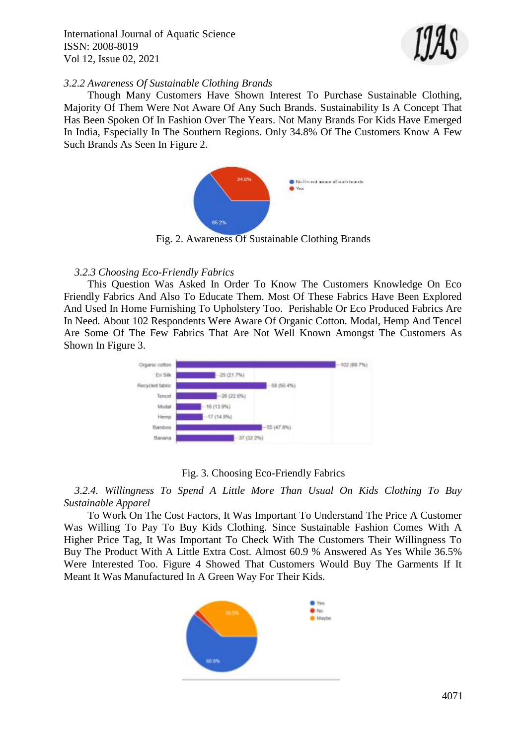*3.2.2 Awareness Of Sustainable Clothing Brands*

Though Many Customers Have Shown Interest To Purchase Sustainable Clothing, Majority Of Them Were Not Aware Of Any Such Brands. Sustainability Is A Concept That Has Been Spoken Of In Fashion Over The Years. Not Many Brands For Kids Have Emerged In India, Especially In The Southern Regions. Only 34.8% Of The Customers Know A Few Such Brands As Seen In Figure 2.

Fig. 2. Awareness Of Sustainable Clothing Brands

*3.2.3 Choosing Eco-Friendly Fabrics*

This Question Was Asked In Order To Know The Customers Knowledge On Eco Friendly Fabrics And Also To Educate Them. Most Of These Fabrics Have Been Explored And Used In Home Furnishing To Upholstery Too. Perishable Or Eco Produced Fabrics Are In Need. About 102 Respondents Were Aware Of Organic Cotton. Modal, Hemp And Tencel Are Some Of The Few Fabrics That Are Not Well Known Amongst The Customers As Shown In Figure 3.

Fig. 3. Choosing Eco-Friendly Fabrics

*3.2.4. Willingness To Spend A Little More Than Usual On Kids Clothing To Buy Sustainable Apparel*

To Work On The Cost Factors, It Was Important To Understand The Price A Customer Was Willing To Pay To Buy Kids Clothing. Since Sustainable Fashion Comes With A Higher Price Tag, It Was Important To Check With The Customers Their Willingness To Buy The Product With A Little Extra Cost. Almost 60.9 % Answered As Yes While 36.5% Were Interested Too. Figure 4 Showed That Customers Would Buy The Garments If It Meant It Was Manufactured In A Green Way For Their Kids.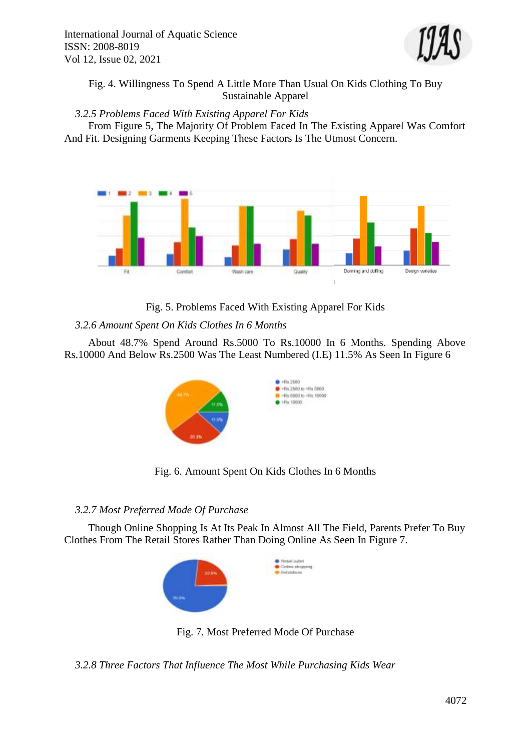Fig. 4. Willingness To Spend A Little More Than Usual On Kids Clothing To Buy Sustainable Apparel

*3.2.5 Problems Faced With Existing Apparel For Kids*

From Figure 5, The Majority Of Problem Faced In The Existing Apparel Was Comfort And Fit. Designing Garments Keeping These Factors Is The Utmost Concern.

Fig. 5. Problems Faced With Existing Apparel For Kids

*3.2.6 Amount Spent On Kids Clothes In 6 Months*

About 48.7% Spend Around Rs.5000 To Rs.10000 In 6 Months. Spending Above Rs.10000 And Below Rs.2500 Was The Least Numbered (I.E) 11.5% As Seen In Figure 6

Fig. 6. Amount Spent On Kids Clothes In 6 Months

*3.2.7 Most Preferred Mode Of Purchase*

Though Online Shopping Is At Its Peak In Almost All The Field, Parents Prefer To Buy Clothes From The Retail Stores Rather Than Doing Online As Seen In Figure 7.

Fig. 7. Most Preferred Mode Of Purchase

*3.2.8 Three Factors That Influence The Most While Purchasing Kids Wear*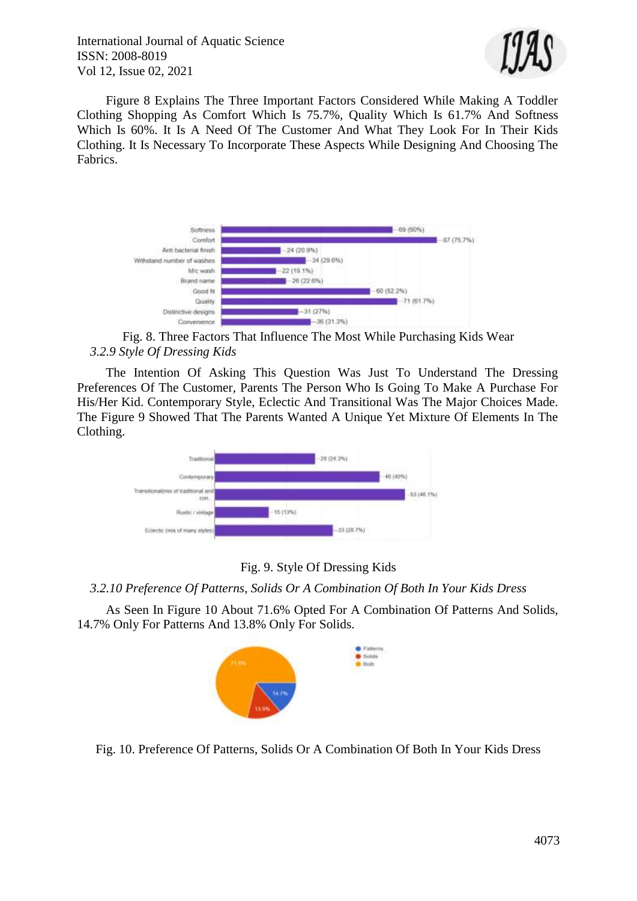Figure 8 Explains The Three Important Factors Considered While Making A Toddler Clothing Shopping As Comfort Which Is 75.7%, Quality Which Is 61.7% And Softness Which Is 60%. It Is A Need Of The Customer And What They Look For In Their Kids Clothing. It Is Necessary To Incorporate These Aspects While Designing And Choosing The Fabrics.

Fig. 8. Three Factors That Influence The Most While Purchasing Kids Wear

*3.2.9 Style Of Dressing Kids*

The Intention Of Asking This Question Was Just To Understand The Dressing Preferences Of The Customer, Parents The Person Who Is Going To Make A Purchase For His/Her Kid. Contemporary Style, Eclectic And Transitional Was The Major Choices Made. The Figure 9 Showed That The Parents Wanted A Unique Yet Mixture Of Elements In The Clothing.

Fig. 9. Style Of Dressing Kids

*3.2.10 Preference Of Patterns, Solids Or A Combination Of Both In Your Kids Dress*

As Seen In Figure 10 About 71.6% Opted For A Combination Of Patterns And Solids, 14.7% Only For Patterns And 13.8% Only For Solids.

Fig. 10. Preference Of Patterns, Solids Or A Combination Of Both In Your Kids Dress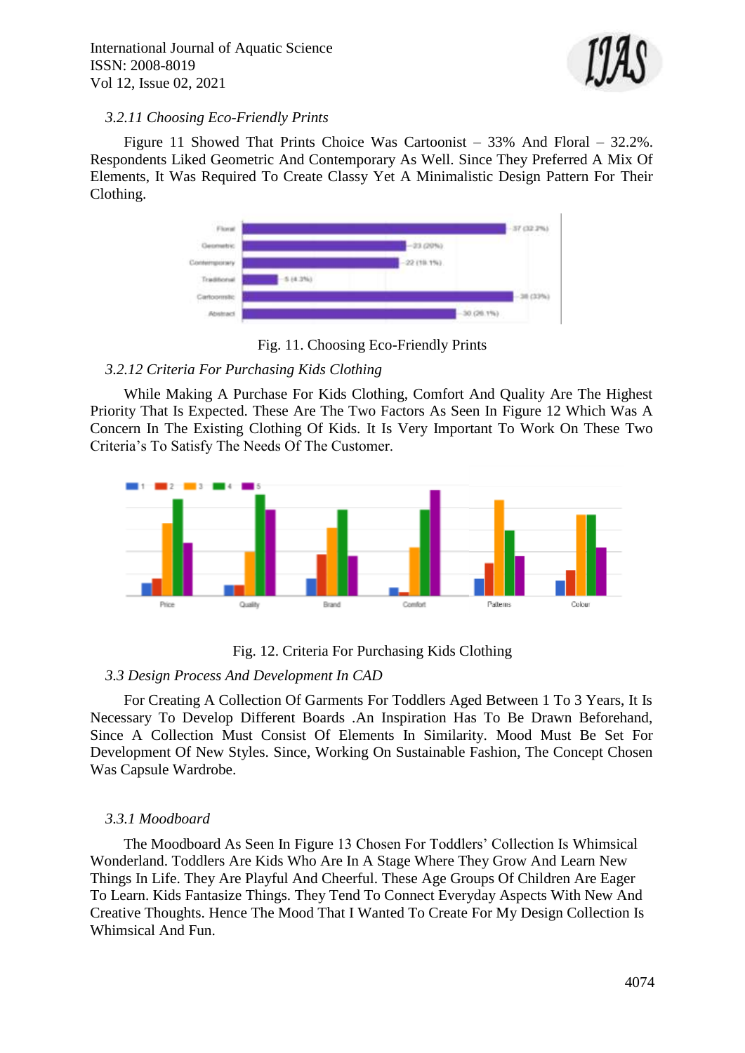*3.2.11 Choosing Eco-Friendly Prints*

Figure 11 Showed That Prints Choice Was Cartoonist – 33% And Floral – 32.2%. Respondents Liked Geometric And Contemporary As Well. Since They Preferred A Mix Of Elements, It Was Required To Create Classy Yet A Minimalistic Design Pattern For Their Clothing.

Fig. 11. Choosing Eco-Friendly Prints

*3.2.12 Criteria For Purchasing Kids Clothing*

While Making A Purchase For Kids Clothing, Comfort And Quality Are The Highest Priority That Is Expected. These Are The Two Factors As Seen In Figure 12 Which Was A Concern In The Existing Clothing Of Kids. It Is Very Important To Work On These Two Criteria's To Satisfy The Needs Of The Customer.

Fig. 12. Criteria For Purchasing Kids Clothing

*3.3 Design Process And Development In CAD*

For Creating A Collection Of Garments For Toddlers Aged Between 1 To 3 Years, It Is Necessary To Develop Different Boards .An Inspiration Has To Be Drawn Beforehand, Since A Collection Must Consist Of Elements In Similarity. Mood Must Be Set For Development Of New Styles. Since, Working On Sustainable Fashion, The Concept Chosen Was Capsule Wardrobe.

*3.3.1 Moodboard*

The Moodboard As Seen In Figure 13 Chosen For Toddlers' Collection Is Whimsical Wonderland. Toddlers Are Kids Who Are In A Stage Where They Grow And Learn New Things In Life. They Are Playful And Cheerful. These Age Groups Of Children Are Eager To Learn. Kids Fantasize Things. They Tend To Connect Everyday Aspects With New And Creative Thoughts. Hence The Mood That I Wanted To Create For My Design Collection Is Whimsical And Fun.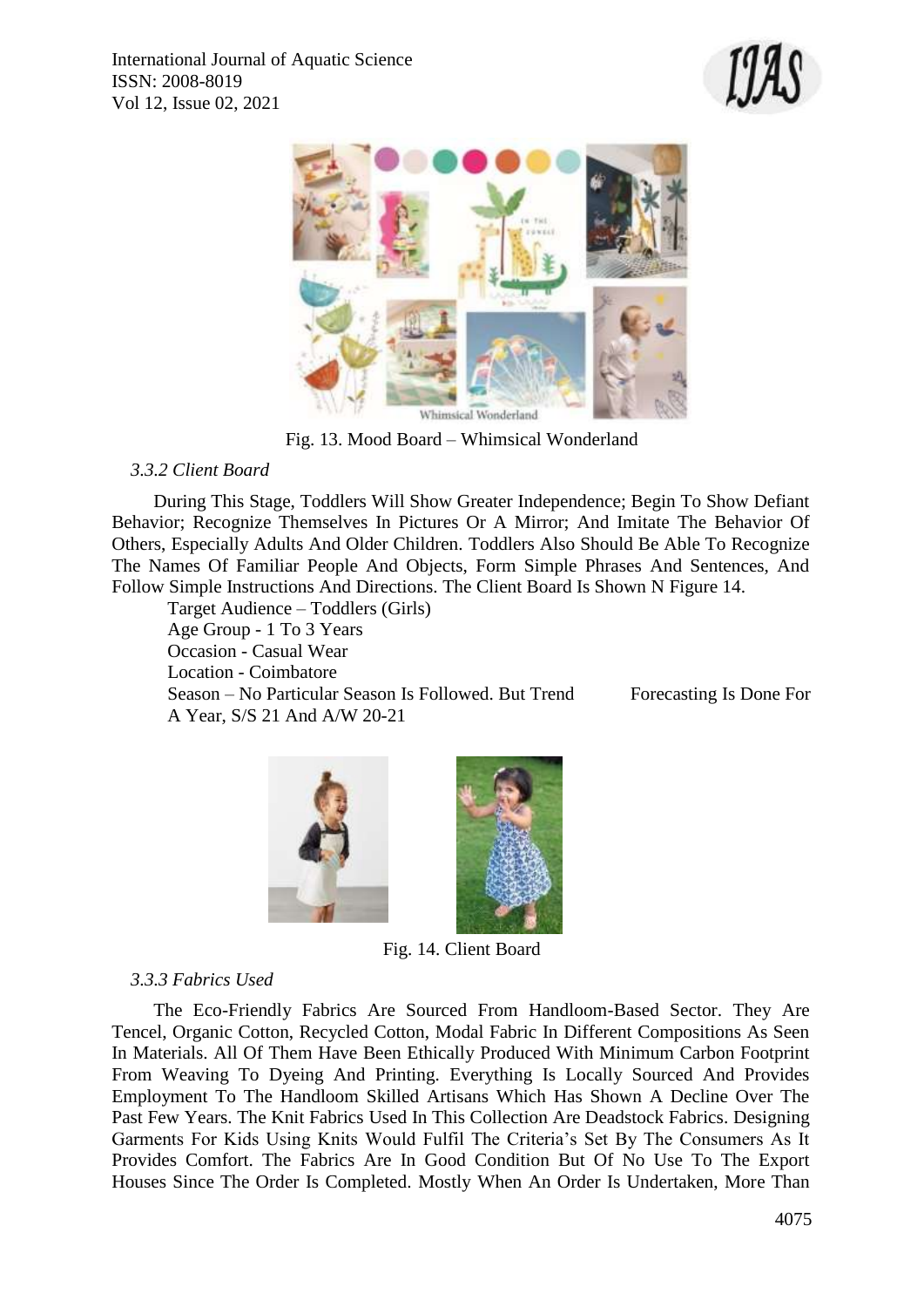Fig. 13. Mood Board – Whimsical Wonderland

*3.3.2 Client Board*

During This Stage, Toddlers Will Show Greater Independence; Begin To Show Defiant Behavior; Recognize Themselves In Pictures Or A Mirror; And Imitate The Behavior Of Others, Especially Adults And Older Children. Toddlers Also Should Be Able To Recognize The Names Of Familiar People And Objects, Form Simple Phrases And Sentences, And Follow Simple Instructions And Directions. The Client Board Is Shown N Figure 14.

Target Audience – Toddlers (Girls)
Age Group - 1 To 3 Years
Occasion - Casual Wear
Location - Coimbatore
Season – No Particular Season Is Followed. But Trend Forecasting Is Done For A Year, S/S 21 And A/W 20-21

Fig. 14. Client Board

*3.3.3 Fabrics Used*

The Eco-Friendly Fabrics Are Sourced From Handloom-Based Sector. They Are Tencel, Organic Cotton, Recycled Cotton, Modal Fabric In Different Compositions As Seen In Materials. All Of Them Have Been Ethically Produced With Minimum Carbon Footprint From Weaving To Dyeing And Printing. Everything Is Locally Sourced And Provides Employment To The Handloom Skilled Artisans Which Has Shown A Decline Over The Past Few Years. The Knit Fabrics Used In This Collection Are Deadstock Fabrics. Designing Garments For Kids Using Knits Would Fulfil The Criteria's Set By The Consumers As It Provides Comfort. The Fabrics Are In Good Condition But Of No Use To The Export Houses Since The Order Is Completed. Mostly When An Order Is Undertaken, More Than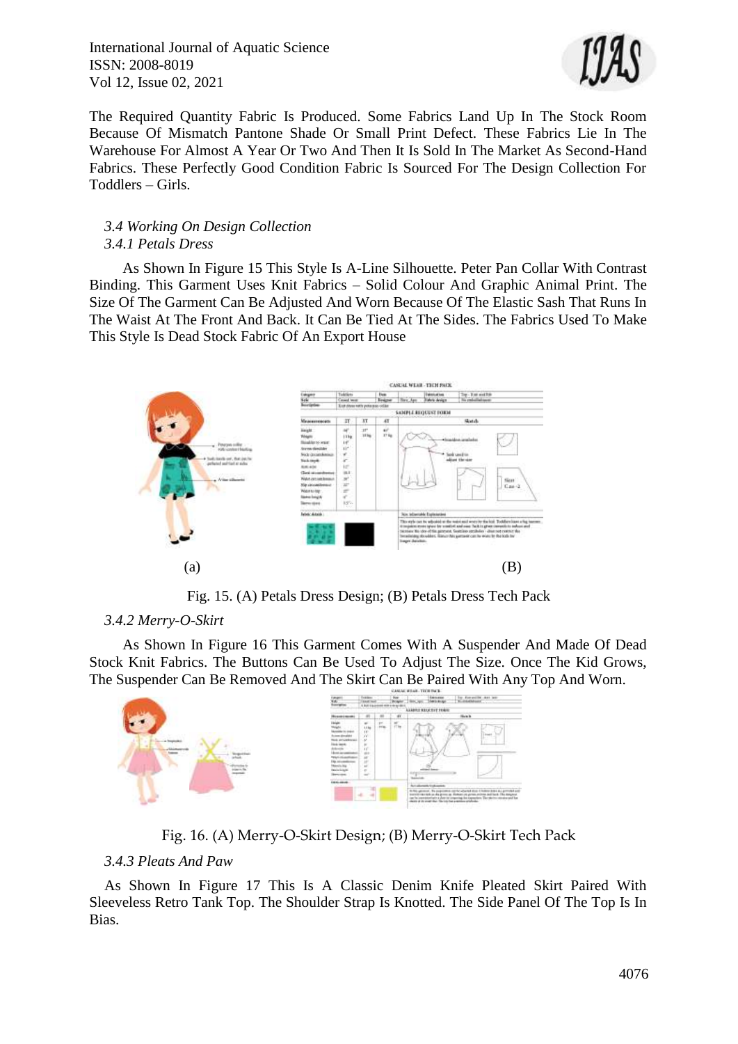The Required Quantity Fabric Is Produced. Some Fabrics Land Up In The Stock Room Because Of Mismatch Pantone Shade Or Small Print Defect. These Fabrics Lie In The Warehouse For Almost A Year Or Two And Then It Is Sold In The Market As Second-Hand Fabrics. These Perfectly Good Condition Fabric Is Sourced For The Design Collection For Toddlers – Girls.

### *3.4 Working On Design Collection*

#### *3.4.1 Petals Dress*

As Shown In Figure 15 This Style Is A-Line Silhouette. Peter Pan Collar With Contrast Binding. This Garment Uses Knit Fabrics – Solid Colour And Graphic Animal Print. The Size Of The Garment Can Be Adjusted And Worn Because Of The Elastic Sash That Runs In The Waist At The Front And Back. It Can Be Tied At The Sides. The Fabrics Used To Make This Style Is Dead Stock Fabric Of An Export House

(a) (B)

Fig. 15. (A) Petals Dress Design; (B) Petals Dress Tech Pack

#### *3.4.2 Merry-O-Skirt*

As Shown In Figure 16 This Garment Comes With A Suspender And Made Of Dead Stock Knit Fabrics. The Buttons Can Be Used To Adjust The Size. Once The Kid Grows, The Suspender Can Be Removed And The Skirt Can Be Paired With Any Top And Worn.

Fig. 16. (A) Merry-O-Skirt Design; (B) Merry-O-Skirt Tech Pack

#### *3.4.3 Pleats And Paw*

As Shown In Figure 17 This Is A Classic Denim Knife Pleated Skirt Paired With Sleeveless Retro Tank Top. The Shoulder Strap Is Knotted. The Side Panel Of The Top Is In Bias.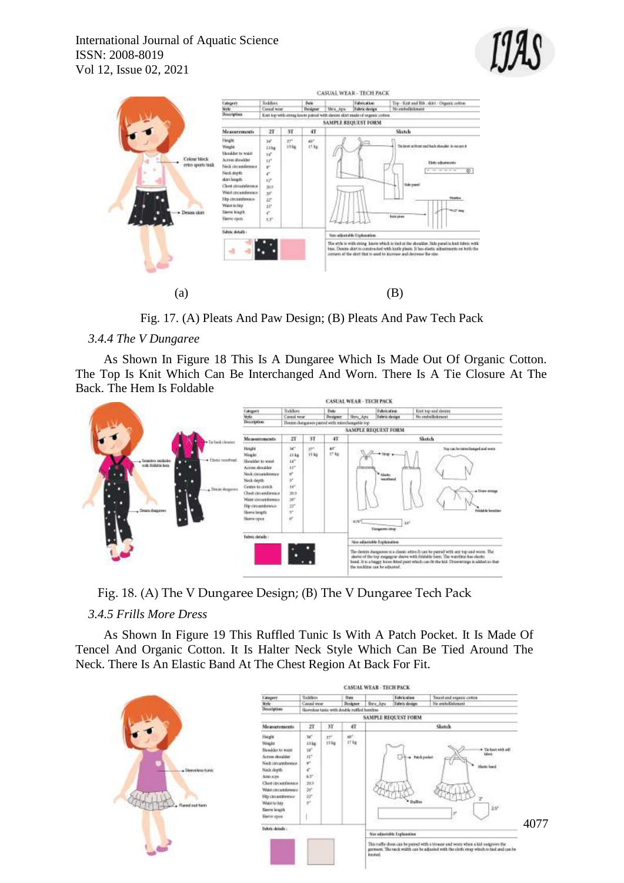(a) (B)

Fig. 17. (A) Pleats And Paw Design; (B) Pleats And Paw Tech Pack

### 3.4.4 The V Dungaree

As Shown In Figure 18 This Is A Dungaree Which Is Made Out Of Organic Cotton. The Top Is Knit Which Can Be Interchanged And Worn. There Is A Tie Closure At The Back. The Hem Is Foldable

Fig. 18. (A) The V Dungaree Design; (B) The V Dungaree Tech Pack

### 3.4.5 Frills More Dress

As Shown In Figure 19 This Ruffled Tunic Is With A Patch Pocket. It Is Made Of Tencel And Organic Cotton. It Is Halter Neck Style Which Can Be Tied Around The Neck. There Is An Elastic Band At The Chest Region At Back For Fit.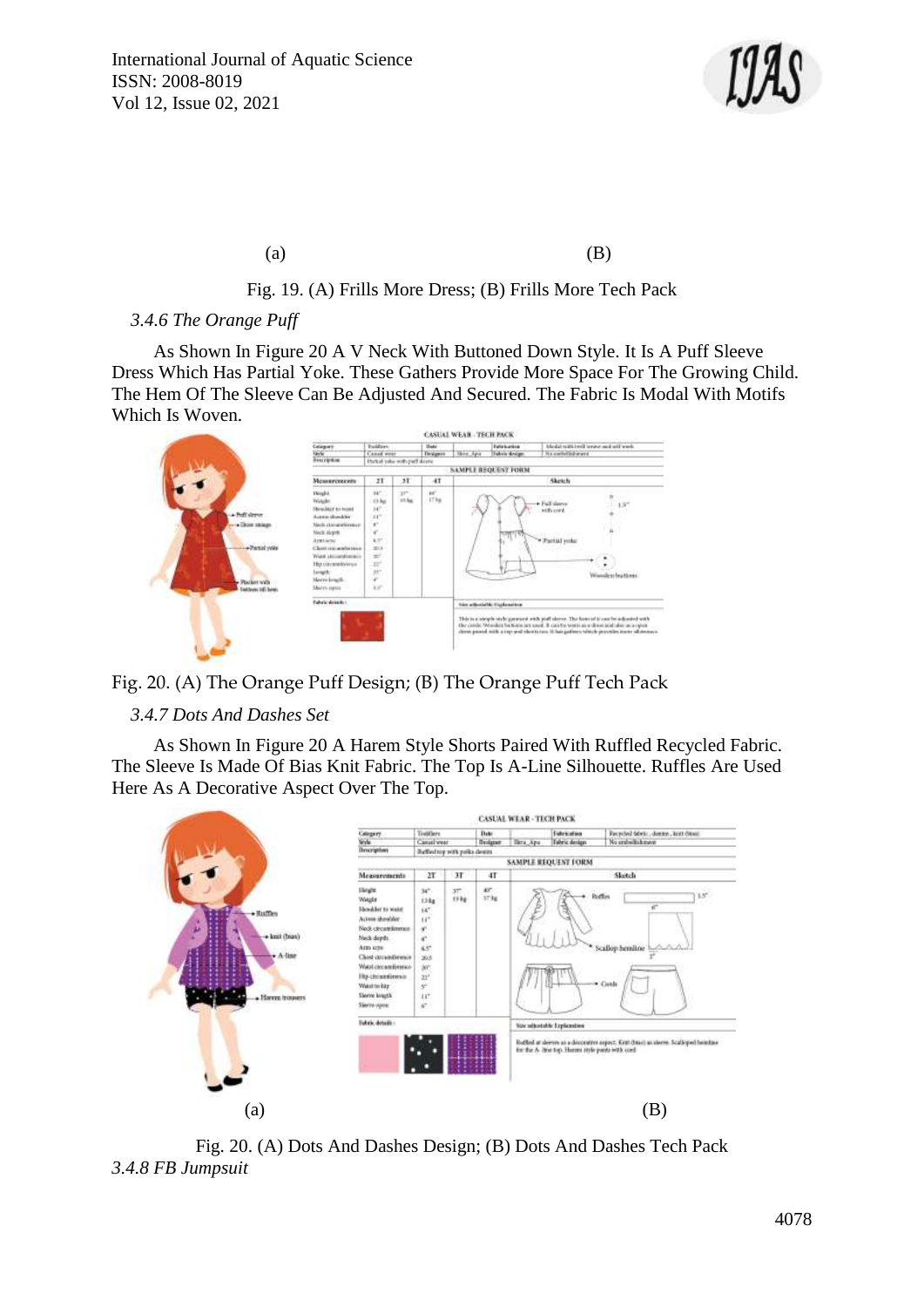(a) (B)

Fig. 19. (A) Frills More Dress; (B) Frills More Tech Pack

### *3.4.6 The Orange Puff*

As Shown In Figure 20 A V Neck With Buttoned Down Style. It Is A Puff Sleeve Dress Which Has Partial Yoke. These Gathers Provide More Space For The Growing Child. The Hem Of The Sleeve Can Be Adjusted And Secured. The Fabric Is Modal With Motifs Which Is Woven.

Fig. 20. (A) The Orange Puff Design; (B) The Orange Puff Tech Pack

### *3.4.7 Dots And Dashes Set*

As Shown In Figure 20 A Harem Style Shorts Paired With Ruffled Recycled Fabric. The Sleeve Is Made Of Bias Knit Fabric. The Top Is A-Line Silhouette. Ruffles Are Used Here As A Decorative Aspect Over The Top.

(a) (B)

Fig. 20. (A) Dots And Dashes Design; (B) Dots And Dashes Tech Pack

### *3.4.8 FB Jumpsuit*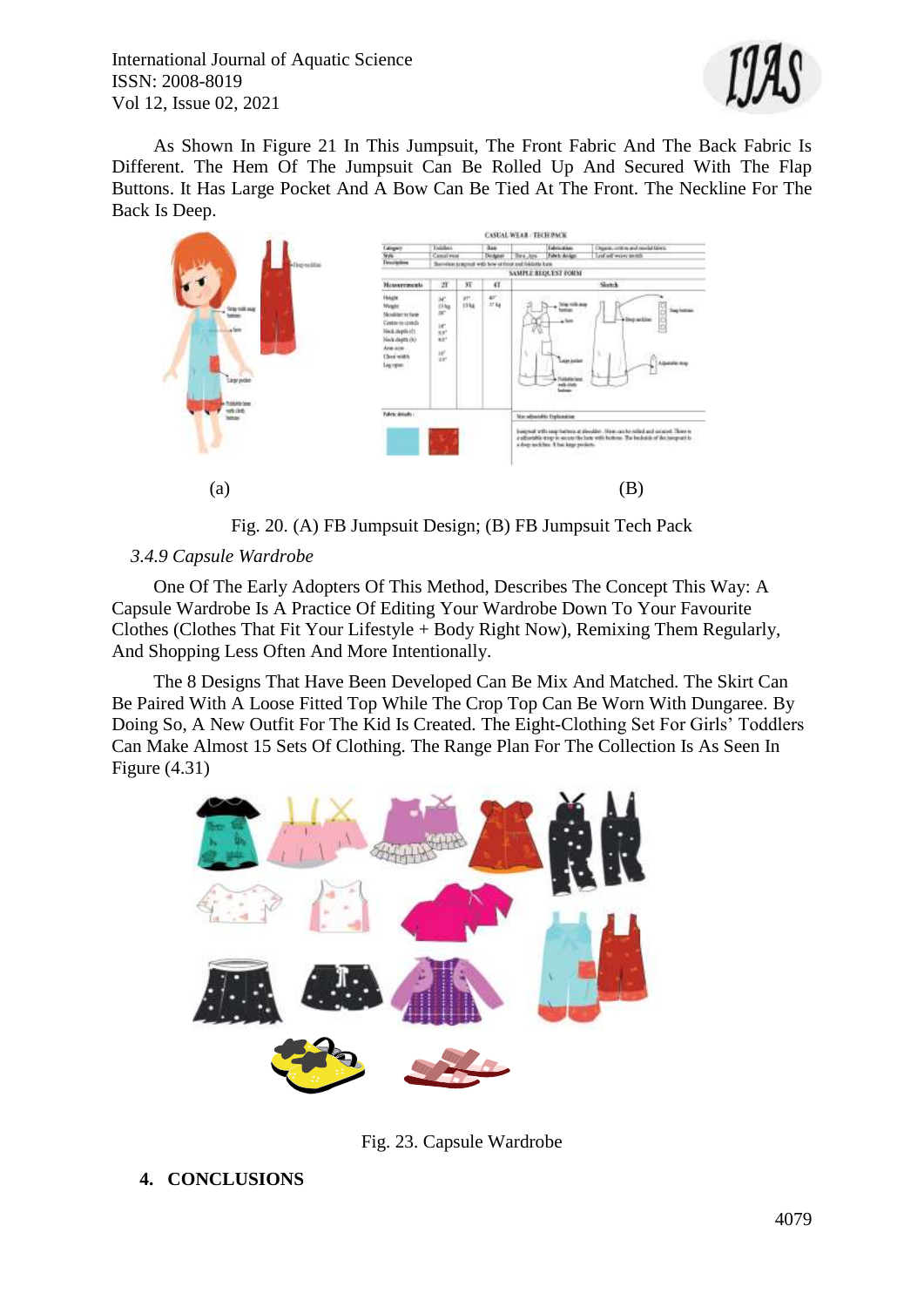As Shown In Figure 21 In This Jumpsuit, The Front Fabric And The Back Fabric Is Different. The Hem Of The Jumpsuit Can Be Rolled Up And Secured With The Flap Buttons. It Has Large Pocket And A Bow Can Be Tied At The Front. The Neckline For The Back Is Deep.

(a) (B)

Fig. 20. (A) FB Jumpsuit Design; (B) FB Jumpsuit Tech Pack

### *3.4.9 Capsule Wardrobe*

One Of The Early Adopters Of This Method, Describes The Concept This Way: A Capsule Wardrobe Is A Practice Of Editing Your Wardrobe Down To Your Favourite Clothes (Clothes That Fit Your Lifestyle + Body Right Now), Remixing Them Regularly, And Shopping Less Often And More Intentionally.

The 8 Designs That Have Been Developed Can Be Mix And Matched. The Skirt Can Be Paired With A Loose Fitted Top While The Crop Top Can Be Worn With Dungaree. By Doing So, A New Outfit For The Kid Is Created. The Eight-Clothing Set For Girls' Toddlers Can Make Almost 15 Sets Of Clothing. The Range Plan For The Collection Is As Seen In Figure (4.31)

Fig. 23. Capsule Wardrobe

## 4. CONCLUSIONS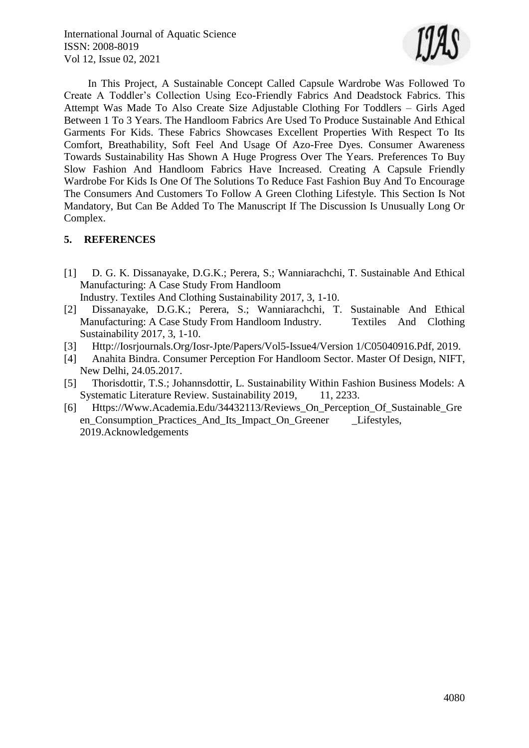In This Project, A Sustainable Concept Called Capsule Wardrobe Was Followed To Create A Toddler's Collection Using Eco-Friendly Fabrics And Deadstock Fabrics. This Attempt Was Made To Also Create Size Adjustable Clothing For Toddlers – Girls Aged Between 1 To 3 Years. The Handloom Fabrics Are Used To Produce Sustainable And Ethical Garments For Kids. These Fabrics Showcases Excellent Properties With Respect To Its Comfort, Breathability, Soft Feel And Usage Of Azo-Free Dyes. Consumer Awareness Towards Sustainability Has Shown A Huge Progress Over The Years. Preferences To Buy Slow Fashion And Handloom Fabrics Have Increased. Creating A Capsule Friendly Wardrobe For Kids Is One Of The Solutions To Reduce Fast Fashion Buy And To Encourage The Consumers And Customers To Follow A Green Clothing Lifestyle. This Section Is Not Mandatory, But Can Be Added To The Manuscript If The Discussion Is Unusually Long Or Complex.

## 5. REFERENCES

[1] D. G. K. Dissanayake, D.G.K.; Perera, S.; Wanniarachchi, T. Sustainable And Ethical Manufacturing: A Case Study From Handloom Industry. Textiles And Clothing Sustainability 2017, 3, 1-10.

[2] Dissanayake, D.G.K.; Perera, S.; Wanniarachchi, T. Sustainable And Ethical Manufacturing: A Case Study From Handloom Industry. Textiles And Clothing Sustainability 2017, 3, 1-10.

[3] Http://Iosrjournals.Org/Iosr-Jpte/Papers/Vol5-Issue4/Version 1/C05040916.Pdf, 2019.

[4] Anahita Bindra. Consumer Perception For Handloom Sector. Master Of Design, NIFT, New Delhi, 24.05.2017.

[5] Thorisdottir, T.S.; Johannsdottir, L. Sustainability Within Fashion Business Models: A Systematic Literature Review. Sustainability 2019, 11, 2233.

[6] Https://Www.Academia.Edu/34432113/Reviews_On_Perception_Of_Sustainable_Green_Consumption_Practices_And_Its_Impact_On_Greener _Lifestyles, 2019.Acknowledgements